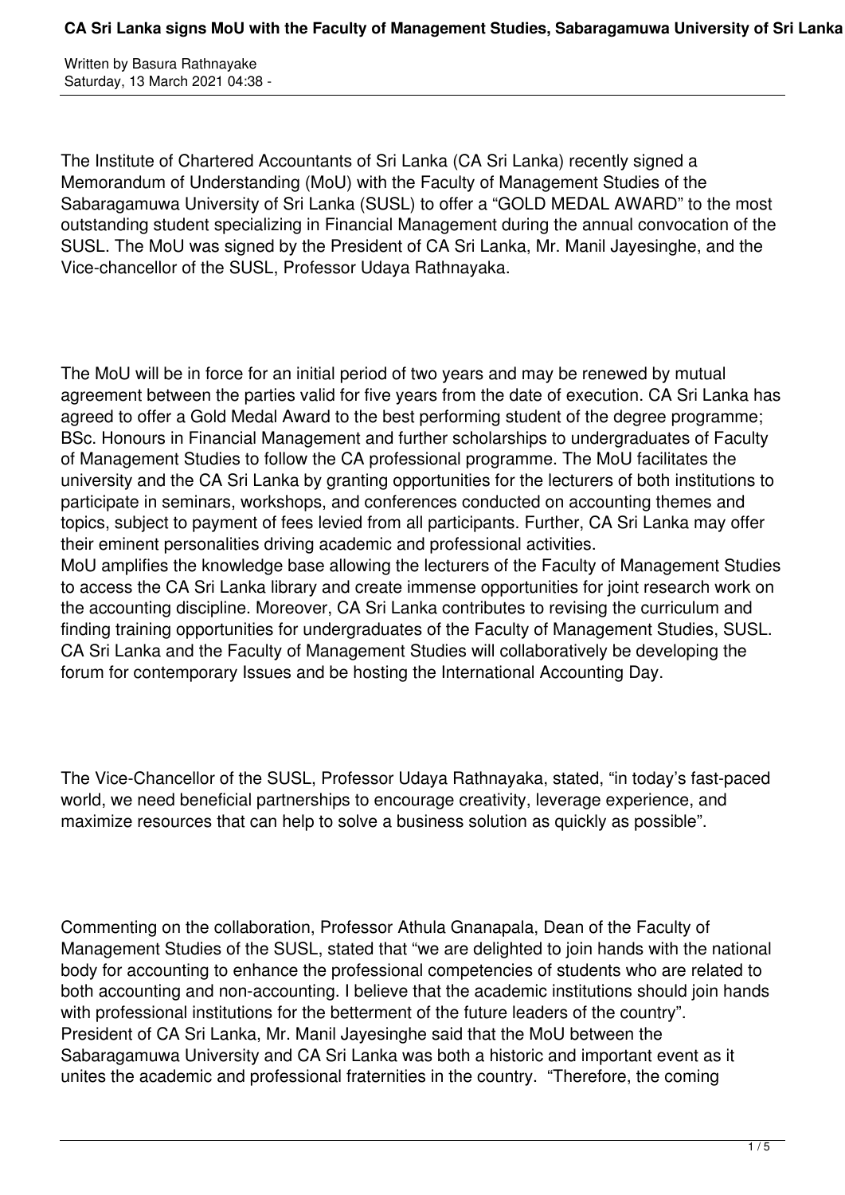# CA Sri Lanka signs MoU with the Faculty of Management Studies, Sabaragamuwa University of Sri Lanka

Written by Basura Rathnayake
Saturday, 13 March 2021 04:38 -

The Institute of Chartered Accountants of Sri Lanka (CA Sri Lanka) recently signed a Memorandum of Understanding (MoU) with the Faculty of Management Studies of the Sabaragamuwa University of Sri Lanka (SUSL) to offer a "GOLD MEDAL AWARD" to the most outstanding student specializing in Financial Management during the annual convocation of the SUSL. The MoU was signed by the President of CA Sri Lanka, Mr. Manil Jayesinghe, and the Vice-chancellor of the SUSL, Professor Udaya Rathnayaka.

The MoU will be in force for an initial period of two years and may be renewed by mutual agreement between the parties valid for five years from the date of execution. CA Sri Lanka has agreed to offer a Gold Medal Award to the best performing student of the degree programme; BSc. Honours in Financial Management and further scholarships to undergraduates of Faculty of Management Studies to follow the CA professional programme. The MoU facilitates the university and the CA Sri Lanka by granting opportunities for the lecturers of both institutions to participate in seminars, workshops, and conferences conducted on accounting themes and topics, subject to payment of fees levied from all participants. Further, CA Sri Lanka may offer their eminent personalities driving academic and professional activities.

MoU amplifies the knowledge base allowing the lecturers of the Faculty of Management Studies to access the CA Sri Lanka library and create immense opportunities for joint research work on the accounting discipline. Moreover, CA Sri Lanka contributes to revising the curriculum and finding training opportunities for undergraduates of the Faculty of Management Studies, SUSL. CA Sri Lanka and the Faculty of Management Studies will collaboratively be developing the forum for contemporary Issues and be hosting the International Accounting Day.

The Vice-Chancellor of the SUSL, Professor Udaya Rathnayaka, stated, "in today's fast-paced world, we need beneficial partnerships to encourage creativity, leverage experience, and maximize resources that can help to solve a business solution as quickly as possible".

Commenting on the collaboration, Professor Athula Gnanapala, Dean of the Faculty of Management Studies of the SUSL, stated that "we are delighted to join hands with the national body for accounting to enhance the professional competencies of students who are related to both accounting and non-accounting. I believe that the academic institutions should join hands with professional institutions for the betterment of the future leaders of the country".

President of CA Sri Lanka, Mr. Manil Jayesinghe said that the MoU between the Sabaragamuwa University and CA Sri Lanka was both a historic and important event as it unites the academic and professional fraternities in the country. "Therefore, the coming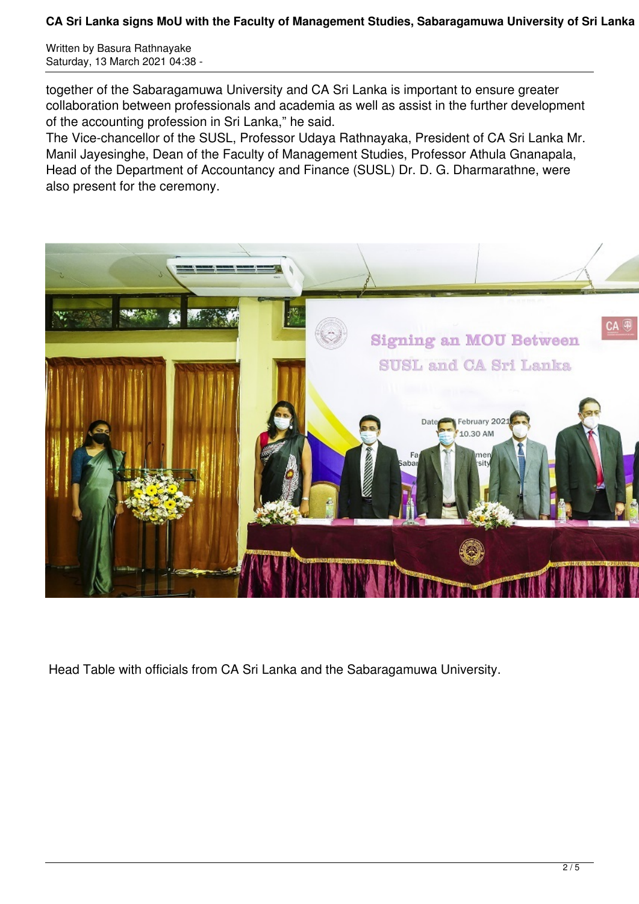together of the Sabaragamuwa University and CA Sri Lanka is important to ensure greater collaboration between professionals and academia as well as assist in the further development of the accounting profession in Sri Lanka," he said.

The Vice-chancellor of the SUSL, Professor Udaya Rathnayaka, President of CA Sri Lanka Mr. Manil Jayesinghe, Dean of the Faculty of Management Studies, Professor Athula Gnanapala, Head of the Department of Accountancy and Finance (SUSL) Dr. D. G. Dharmarathne, were also present for the ceremony.

Head Table with officials from CA Sri Lanka and the Sabaragamuwa University.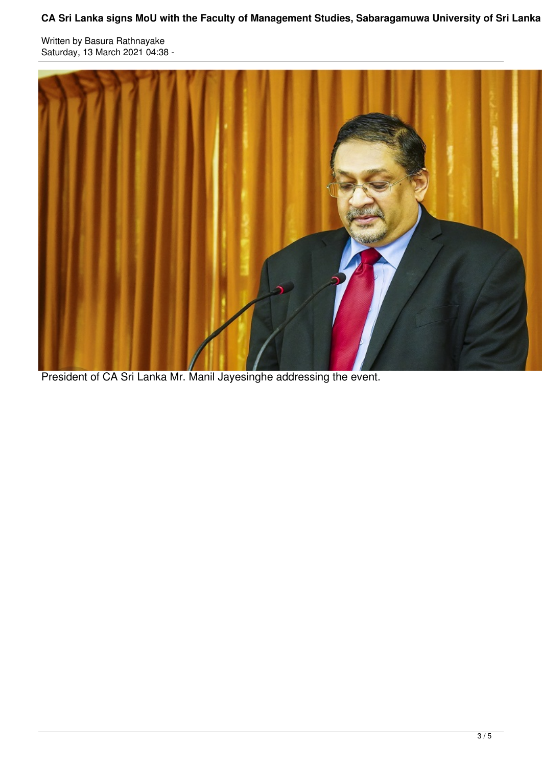President of CA Sri Lanka Mr. Manil Jayesinghe addressing the event.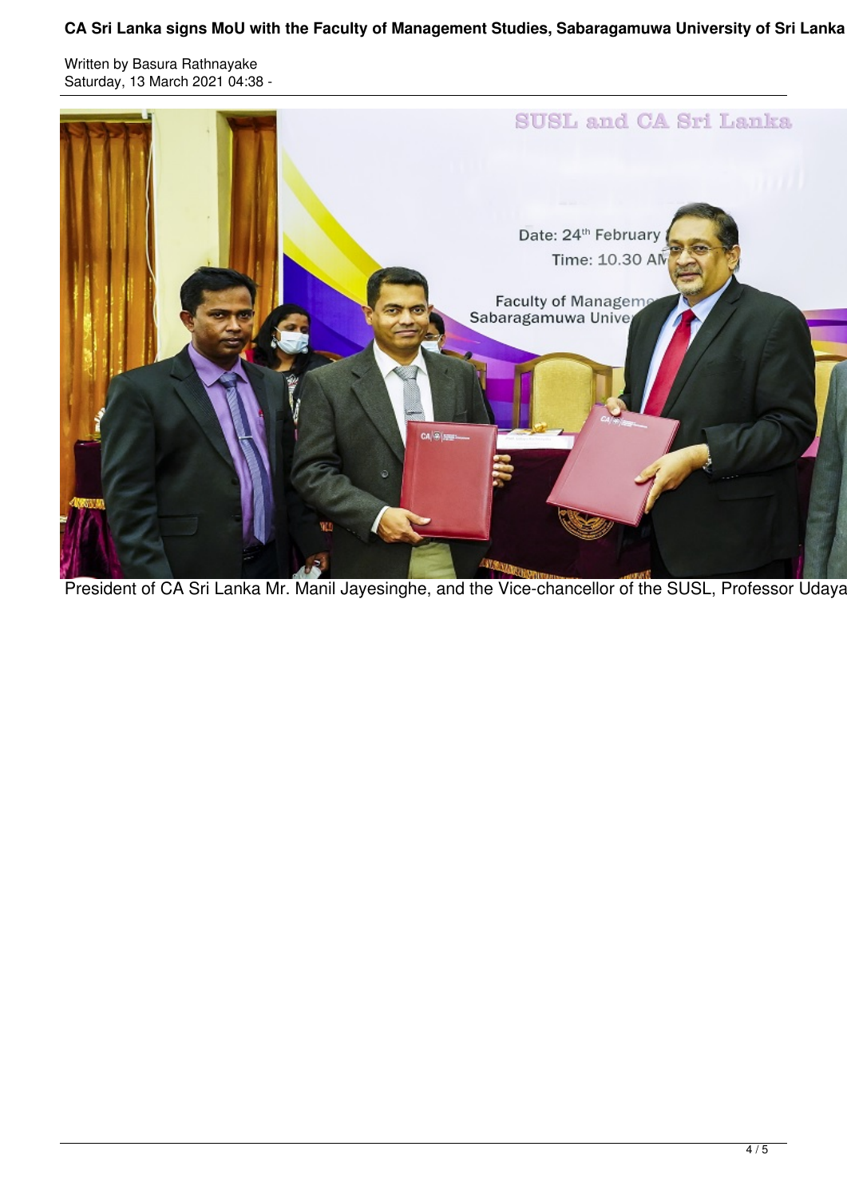President of CA Sri Lanka Mr. Manil Jayesinghe, and the Vice-chancellor of the SUSL, Professor Udaya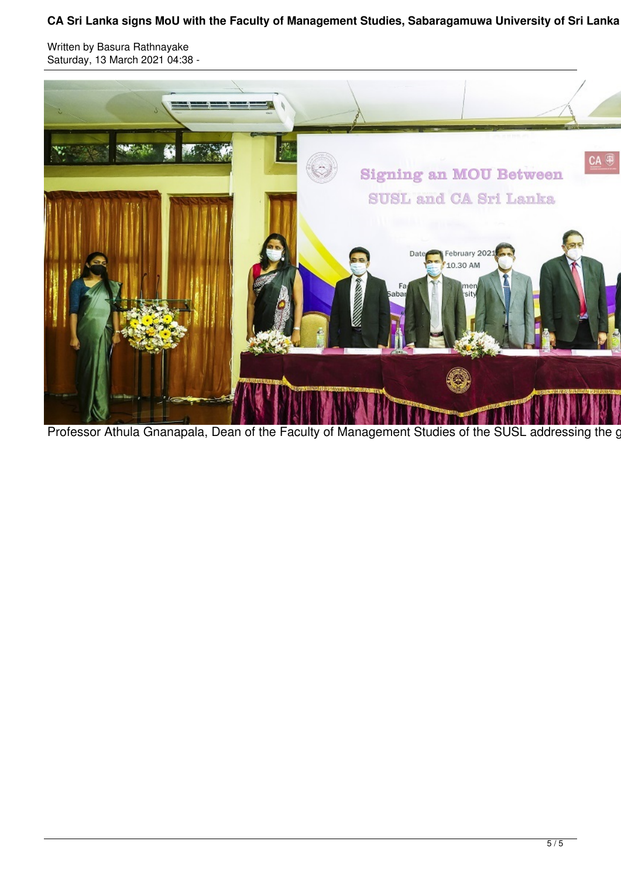Professor Athula Gnanapala, Dean of the Faculty of Management Studies of the SUSL addressing the g